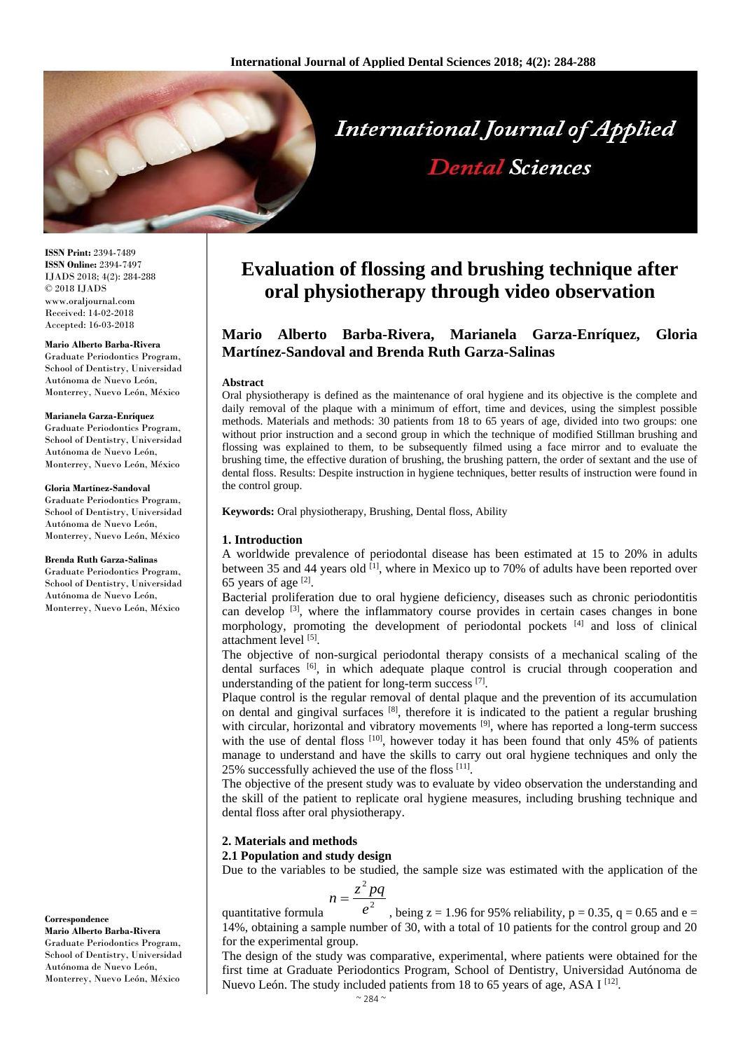# Evaluation of flossing and brushing technique after oral physiotherapy through video observation

**Mario Alberto Barba-Rivera, Marianela Garza-Enríquez, Gloria Martínez-Sandoval and Brenda Ruth Garza-Salinas**

ISSN Print: 2394-7489
ISSN Online: 2394-7497
IJADS 2018; 4(2): 284-288
© 2018 IJADS
www.oraljournal.com
Received: 14-02-2018
Accepted: 16-03-2018

**Mario Alberto Barba-Rivera**
Graduate Periodontics Program, School of Dentistry, Universidad Autónoma de Nuevo León, Monterrey, Nuevo León, México

**Marianela Garza-Enríquez**
Graduate Periodontics Program, School of Dentistry, Universidad Autónoma de Nuevo León, Monterrey, Nuevo León, México

**Gloria Martínez-Sandoval**
Graduate Periodontics Program, School of Dentistry, Universidad Autónoma de Nuevo León, Monterrey, Nuevo León, México

**Brenda Ruth Garza-Salinas**
Graduate Periodontics Program, School of Dentistry, Universidad Autónoma de Nuevo León, Monterrey, Nuevo León, México

**Correspondence**
**Mario Alberto Barba-Rivera**
Graduate Periodontics Program, School of Dentistry, Universidad Autónoma de Nuevo León, Monterrey, Nuevo León, México

**Abstract**

Oral physiotherapy is defined as the maintenance of oral hygiene and its objective is the complete and daily removal of the plaque with a minimum of effort, time and devices, using the simplest possible methods. Materials and methods: 30 patients from 18 to 65 years of age, divided into two groups: one without prior instruction and a second group in which the technique of modified Stillman brushing and flossing was explained to them, to be subsequently filmed using a face mirror and to evaluate the brushing time, the effective duration of brushing, the brushing pattern, the order of sextant and the use of dental floss. Results: Despite instruction in hygiene techniques, better results of instruction were found in the control group.

**Keywords:** Oral physiotherapy, Brushing, Dental floss, Ability

## 1. Introduction

A worldwide prevalence of periodontal disease has been estimated at 15 to 20% in adults between 35 and 44 years old [1], where in Mexico up to 70% of adults have been reported over 65 years of age [2].

Bacterial proliferation due to oral hygiene deficiency, diseases such as chronic periodontitis can develop [3], where the inflammatory course provides in certain cases changes in bone morphology, promoting the development of periodontal pockets [4] and loss of clinical attachment level [5].

The objective of non-surgical periodontal therapy consists of a mechanical scaling of the dental surfaces [6], in which adequate plaque control is crucial through cooperation and understanding of the patient for long-term success [7].

Plaque control is the regular removal of dental plaque and the prevention of its accumulation on dental and gingival surfaces [8], therefore it is indicated to the patient a regular brushing with circular, horizontal and vibratory movements [9], where has reported a long-term success with the use of dental floss [10], however today it has been found that only 45% of patients manage to understand and have the skills to carry out oral hygiene techniques and only the 25% successfully achieved the use of the floss [11].

The objective of the present study was to evaluate by video observation the understanding and the skill of the patient to replicate oral hygiene measures, including brushing technique and dental floss after oral physiotherapy.

## 2. Materials and methods

### 2.1 Population and study design

Due to the variables to be studied, the sample size was estimated with the application of the quantitative formula $n = \frac{z^2 pq}{e^2}$, being z = 1.96 for 95% reliability, p = 0.35, q = 0.65 and e = 14%, obtaining a sample number of 30, with a total of 10 patients for the control group and 20 for the experimental group.

The design of the study was comparative, experimental, where patients were obtained for the first time at Graduate Periodontics Program, School of Dentistry, Universidad Autónoma de Nuevo León. The study included patients from 18 to 65 years of age, ASA I [12].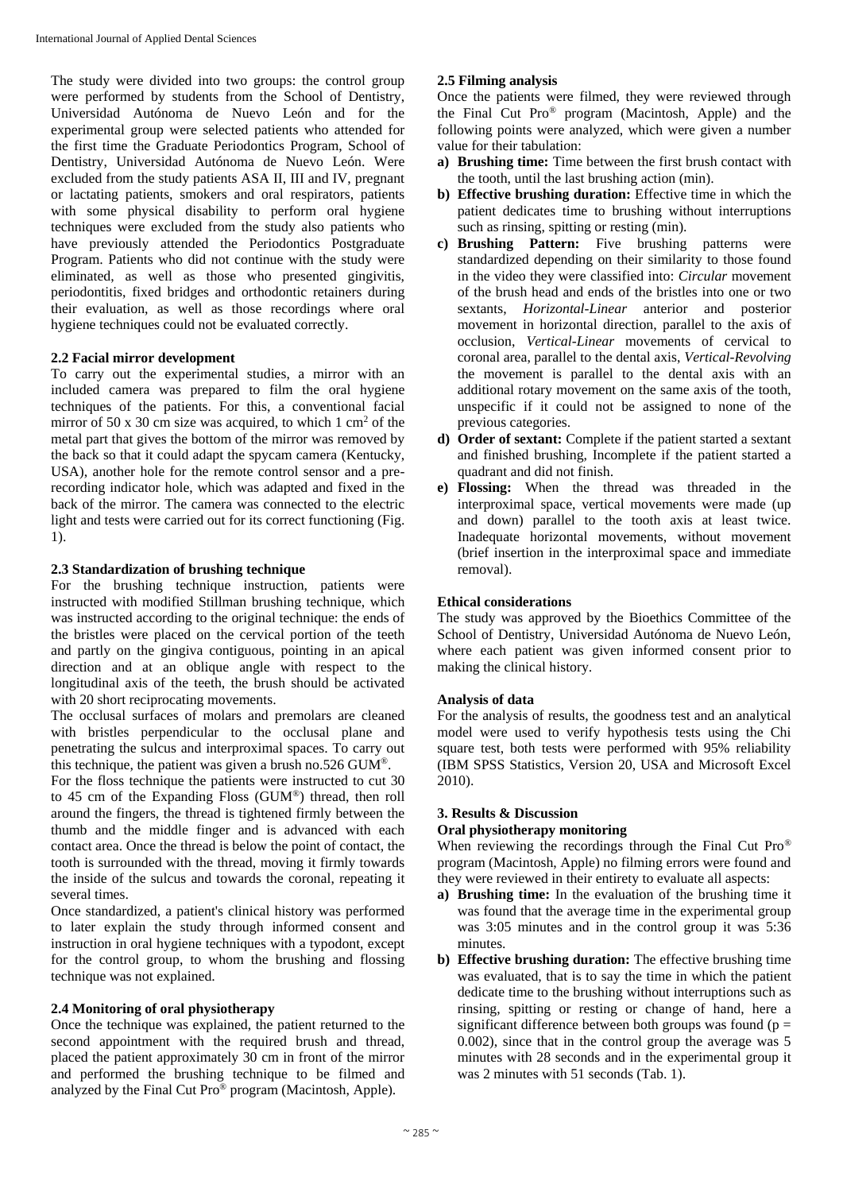The study were divided into two groups: the control group were performed by students from the School of Dentistry, Universidad Autónoma de Nuevo León and for the experimental group were selected patients who attended for the first time the Graduate Periodontics Program, School of Dentistry, Universidad Autónoma de Nuevo León. Were excluded from the study patients ASA II, III and IV, pregnant or lactating patients, smokers and oral respirators, patients with some physical disability to perform oral hygiene techniques were excluded from the study also patients who have previously attended the Periodontics Postgraduate Program. Patients who did not continue with the study were eliminated, as well as those who presented gingivitis, periodontitis, fixed bridges and orthodontic retainers during their evaluation, as well as those recordings where oral hygiene techniques could not be evaluated correctly.

### 2.2 Facial mirror development

To carry out the experimental studies, a mirror with an included camera was prepared to film the oral hygiene techniques of the patients. For this, a conventional facial mirror of 50 x 30 cm size was acquired, to which 1 $cm^2$ of the metal part that gives the bottom of the mirror was removed by the back so that it could adapt the spycam camera (Kentucky, USA), another hole for the remote control sensor and a pre-recording indicator hole, which was adapted and fixed in the back of the mirror. The camera was connected to the electric light and tests were carried out for its correct functioning (Fig. 1).

### 2.3 Standardization of brushing technique

For the brushing technique instruction, patients were instructed with modified Stillman brushing technique, which was instructed according to the original technique: the ends of the bristles were placed on the cervical portion of the teeth and partly on the gingiva contiguous, pointing in an apical direction and at an oblique angle with respect to the longitudinal axis of the teeth, the brush should be activated with 20 short reciprocating movements.

The occlusal surfaces of molars and premolars are cleaned with bristles perpendicular to the occlusal plane and penetrating the sulcus and interproximal spaces. To carry out this technique, the patient was given a brush no.526 GUM®.

For the floss technique the patients were instructed to cut 30 to 45 cm of the Expanding Floss (GUM®) thread, then roll around the fingers, the thread is tightened firmly between the thumb and the middle finger and is advanced with each contact area. Once the thread is below the point of contact, the tooth is surrounded with the thread, moving it firmly towards the inside of the sulcus and towards the coronal, repeating it several times.

Once standardized, a patient's clinical history was performed to later explain the study through informed consent and instruction in oral hygiene techniques with a typodont, except for the control group, to whom the brushing and flossing technique was not explained.

### 2.4 Monitoring of oral physiotherapy

Once the technique was explained, the patient returned to the second appointment with the required brush and thread, placed the patient approximately 30 cm in front of the mirror and performed the brushing technique to be filmed and analyzed by the Final Cut Pro® program (Macintosh, Apple).

### 2.5 Filming analysis

Once the patients were filmed, they were reviewed through the Final Cut Pro® program (Macintosh, Apple) and the following points were analyzed, which were given a number value for their tabulation:

a) **Brushing time:** Time between the first brush contact with the tooth, until the last brushing action (min).
b) **Effective brushing duration:** Effective time in which the patient dedicates time to brushing without interruptions such as rinsing, spitting or resting (min).
c) **Brushing Pattern:** Five brushing patterns were standardized depending on their similarity to those found in the video they were classified into: *Circular* movement of the brush head and ends of the bristles into one or two sextants, *Horizontal-Linear* anterior and posterior movement in horizontal direction, parallel to the axis of occlusion, *Vertical-Linear* movements of cervical to coronal area, parallel to the dental axis, *Vertical-Revolving* the movement is parallel to the dental axis with an additional rotary movement on the same axis of the tooth, unspecific if it could not be assigned to none of the previous categories.
d) **Order of sextant:** Complete if the patient started a sextant and finished brushing, Incomplete if the patient started a quadrant and did not finish.
e) **Flossing:** When the thread was threaded in the interproximal space, vertical movements were made (up and down) parallel to the tooth axis at least twice. Inadequate horizontal movements, without movement (brief insertion in the interproximal space and immediate removal).

### Ethical considerations

The study was approved by the Bioethics Committee of the School of Dentistry, Universidad Autónoma de Nuevo León, where each patient was given informed consent prior to making the clinical history.

### Analysis of data

For the analysis of results, the goodness test and an analytical model were used to verify hypothesis tests using the Chi square test, both tests were performed with 95% reliability (IBM SPSS Statistics, Version 20, USA and Microsoft Excel 2010).

## 3. Results & Discussion

### Oral physiotherapy monitoring

When reviewing the recordings through the Final Cut Pro® program (Macintosh, Apple) no filming errors were found and they were reviewed in their entirety to evaluate all aspects:

a) **Brushing time:** In the evaluation of the brushing time it was found that the average time in the experimental group was 3:05 minutes and in the control group it was 5:36 minutes.
b) **Effective brushing duration:** The effective brushing time was evaluated, that is to say the time in which the patient dedicate time to the brushing without interruptions such as rinsing, spitting or resting or change of hand, here a significant difference between both groups was found ($p = 0.002$), since that in the control group the average was 5 minutes with 28 seconds and in the experimental group it was 2 minutes with 51 seconds (Tab. 1).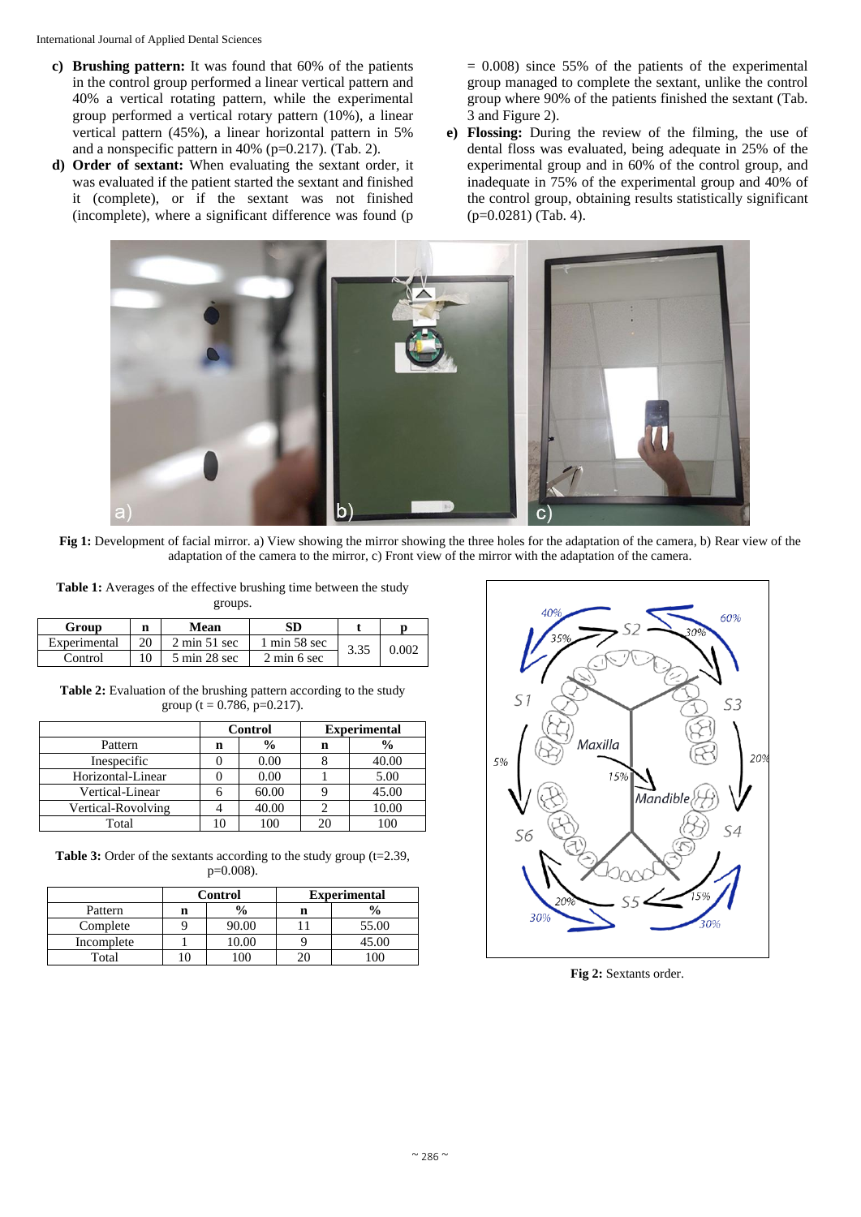c) **Brushing pattern:** It was found that 60% of the patients in the control group performed a linear vertical pattern and 40% a vertical rotating pattern, while the experimental group performed a vertical rotary pattern (10%), a linear vertical pattern (45%), a linear horizontal pattern in 5% and a nonspecific pattern in 40% (p=0.217). (Tab. 2).

d) **Order of sextant:** When evaluating the sextant order, it was evaluated if the patient started the sextant and finished it (complete), or if the sextant was not finished (incomplete), where a significant difference was found (p = 0.008) since 55% of the patients of the experimental group managed to complete the sextant, unlike the control group where 90% of the patients finished the sextant (Tab. 3 and Figure 2).

e) **Flossing:** During the review of the filming, the use of dental floss was evaluated, being adequate in 25% of the experimental group and in 60% of the control group, and inadequate in 75% of the experimental group and 40% of the control group, obtaining results statistically significant (p=0.0281) (Tab. 4).

**Fig 1:** Development of facial mirror. a) View showing the mirror showing the three holes for the adaptation of the camera, b) Rear view of the adaptation of the camera to the mirror, c) Front view of the mirror with the adaptation of the camera.

**Table 1:** Averages of the effective brushing time between the study groups.

| Group | n | Mean | SD | t | p |
|---|---|---|---|---|---|
| Experimental | 20 | 2 min 51 sec | 1 min 58 sec | 3.35 | 0.002 |
| Control | 10 | 5 min 28 sec | 2 min 6 sec | | |

**Table 2:** Evaluation of the brushing pattern according to the study group (t = 0.786, p=0.217).

| | Control | | Experimental | |
|---|---|---|---|---|
| Pattern | n | % | n | % |
| Inespecific | 0 | 0.00 | 8 | 40.00 |
| Horizontal-Linear | 0 | 0.00 | 1 | 5.00 |
| Vertical-Linear | 6 | 60.00 | 9 | 45.00 |
| Vertical-Revolving | 4 | 40.00 | 2 | 10.00 |
| Total | 10 | 100 | 20 | 100 |

**Table 3:** Order of the sextants according to the study group (t=2.39, p=0.008).

| | Control | | Experimental | |
|---|---|---|---|---|
| Pattern | n | % | n | % |
| Complete | 9 | 90.00 | 11 | 55.00 |
| Incomplete | 1 | 10.00 | 9 | 45.00 |
| Total | 10 | 100 | 20 | 100 |

**Fig 2:** Sextants order.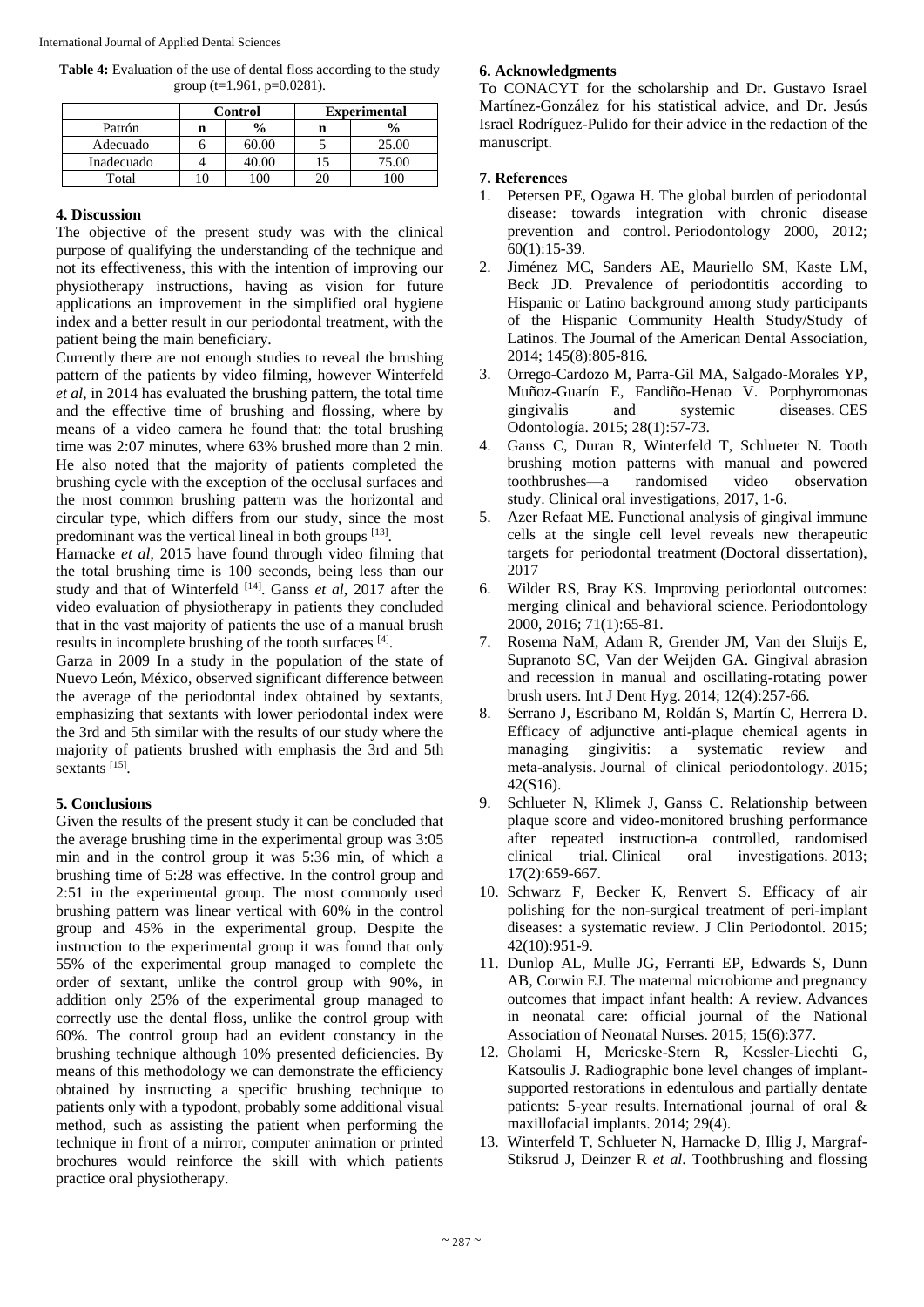**Table 4:** Evaluation of the use of dental floss according to the study group (t=1.961, p=0.0281).

| | Control | | Experimental | |
|---|---|---|---|---|
| Patrón | n | % | n | % |
| Adecuado | 6 | 60.00 | 5 | 25.00 |
| Inadecuado | 4 | 40.00 | 15 | 75.00 |
| Total | 10 | 100 | 20 | 100 |

## 4. Discussion

The objective of the present study was with the clinical purpose of qualifying the understanding of the technique and not its effectiveness, this with the intention of improving our physiotherapy instructions, having as vision for future applications an improvement in the simplified oral hygiene index and a better result in our periodontal treatment, with the patient being the main beneficiary.

Currently there are not enough studies to reveal the brushing pattern of the patients by video filming, however Winterfeld *et al*, in 2014 has evaluated the brushing pattern, the total time and the effective time of brushing and flossing, where by means of a video camera he found that: the total brushing time was 2:07 minutes, where 63% brushed more than 2 min. He also noted that the majority of patients completed the brushing cycle with the exception of the occlusal surfaces and the most common brushing pattern was the horizontal and circular type, which differs from our study, since the most predominant was the vertical lineal in both groups [13].

Harnacke *et al*, 2015 have found through video filming that the total brushing time is 100 seconds, being less than our study and that of Winterfeld [14]. Ganss *et al*, 2017 after the video evaluation of physiotherapy in patients they concluded that in the vast majority of patients the use of a manual brush results in incomplete brushing of the tooth surfaces [4].

Garza in 2009 In a study in the population of the state of Nuevo León, México, observed significant difference between the average of the periodontal index obtained by sextants, emphasizing that sextants with lower periodontal index were the 3rd and 5th similar with the results of our study where the majority of patients brushed with emphasis the 3rd and 5th sextants [15].

## 5. Conclusions

Given the results of the present study it can be concluded that the average brushing time in the experimental group was 3:05 min and in the control group it was 5:36 min, of which a brushing time of 5:28 was effective. In the control group and 2:51 in the experimental group. The most commonly used brushing pattern was linear vertical with 60% in the control group and 45% in the experimental group. Despite the instruction to the experimental group it was found that only 55% of the experimental group managed to complete the order of sextant, unlike the control group with 90%, in addition only 25% of the experimental group managed to correctly use the dental floss, unlike the control group with 60%. The control group had an evident constancy in the brushing technique although 10% presented deficiencies. By means of this methodology we can demonstrate the efficiency obtained by instructing a specific brushing technique to patients only with a typodont, probably some additional visual method, such as assisting the patient when performing the technique in front of a mirror, computer animation or printed brochures would reinforce the skill with which patients practice oral physiotherapy.

## 6. Acknowledgments

To CONACYT for the scholarship and Dr. Gustavo Israel Martínez-González for his statistical advice, and Dr. Jesús Israel Rodríguez-Pulido for their advice in the redaction of the manuscript.

## 7. References

1. Petersen PE, Ogawa H. The global burden of periodontal disease: towards integration with chronic disease prevention and control. Periodontology 2000, 2012; 60(1):15-39.
2. Jiménez MC, Sanders AE, Mauriello SM, Kaste LM, Beck JD. Prevalence of periodontitis according to Hispanic or Latino background among study participants of the Hispanic Community Health Study/Study of Latinos. The Journal of the American Dental Association, 2014; 145(8):805-816.
3. Orrego-Cardozo M, Parra-Gil MA, Salgado-Morales YP, Muñoz-Guarín E, Fandiño-Henao V. Porphyromonas gingivalis and systemic diseases. CES Odontología. 2015; 28(1):57-73.
4. Ganss C, Duran R, Winterfeld T, Schlueter N. Tooth brushing motion patterns with manual and powered toothbrushes—a randomised video observation study. Clinical oral investigations, 2017, 1-6.
5. Azer Refaat ME. Functional analysis of gingival immune cells at the single cell level reveals new therapeutic targets for periodontal treatment (Doctoral dissertation), 2017
6. Wilder RS, Bray KS. Improving periodontal outcomes: merging clinical and behavioral science. Periodontology 2000, 2016; 71(1):65-81.
7. Rosema NaM, Adam R, Grender JM, Van der Sluijs E, Supranoto SC, Van der Weijden GA. Gingival abrasion and recession in manual and oscillating-rotating power brush users. Int J Dent Hyg. 2014; 12(4):257-66.
8. Serrano J, Escribano M, Roldán S, Martín C, Herrera D. Efficacy of adjunctive anti-plaque chemical agents in managing gingivitis: a systematic review and meta-analysis. Journal of clinical periodontology. 2015; 42(S16).
9. Schlueter N, Klimek J, Ganss C. Relationship between plaque score and video-monitored brushing performance after repeated instruction-a controlled, randomised clinical trial. Clinical oral investigations. 2013; 17(2):659-667.
10. Schwarz F, Becker K, Renvert S. Efficacy of air polishing for the non-surgical treatment of peri-implant diseases: a systematic review. J Clin Periodontol. 2015; 42(10):951-9.
11. Dunlop AL, Mulle JG, Ferranti EP, Edwards S, Dunn AB, Corwin EJ. The maternal microbiome and pregnancy outcomes that impact infant health: A review. Advances in neonatal care: official journal of the National Association of Neonatal Nurses. 2015; 15(6):377.
12. Gholami H, Mericske-Stern R, Kessler-Liechti G, Katsoulis J. Radiographic bone level changes of implant-supported restorations in edentulous and partially dentate patients: 5-year results. International journal of oral & maxillofacial implants. 2014; 29(4).
13. Winterfeld T, Schlueter N, Harnacke D, Illig J, Margraf-Stiksrud J, Deinzer R *et al*. Toothbrushing and flossing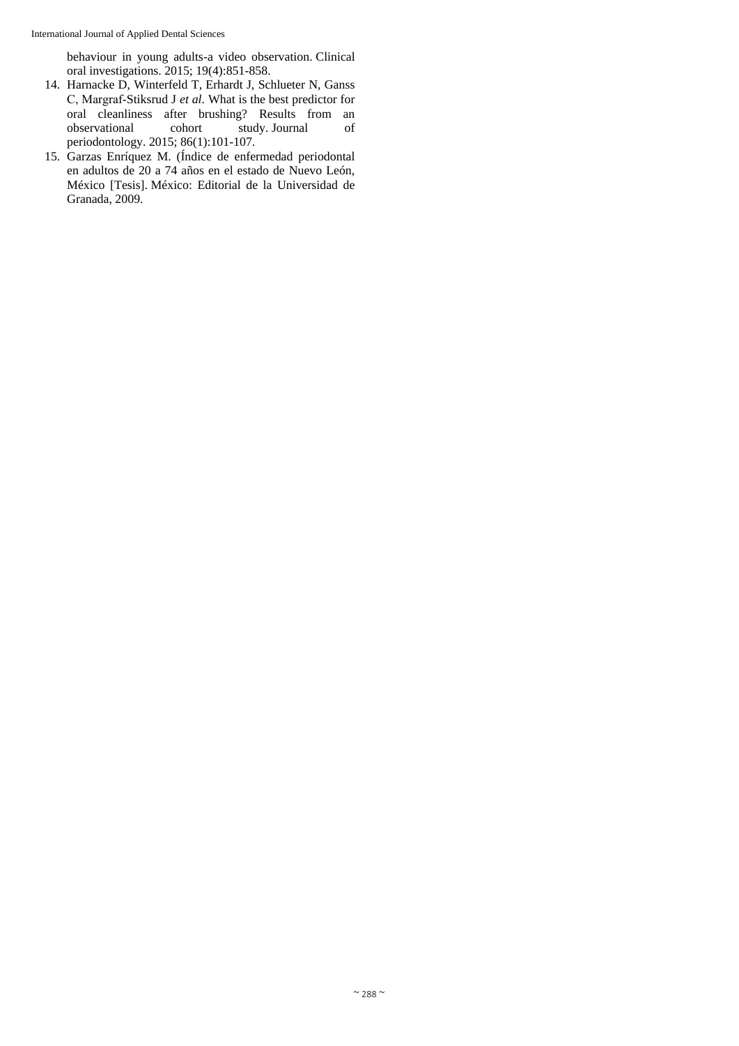behaviour in young adults-a video observation. Clinical oral investigations. 2015; 19(4):851-858.

14. Harnacke D, Winterfeld T, Erhardt J, Schlueter N, Ganss C, Margraf-Stiksrud J *et al*. What is the best predictor for oral cleanliness after brushing? Results from an observational cohort study. Journal of periodontology. 2015; 86(1):101-107.
15. Garzas Enríquez M. (Índice de enfermedad periodontal en adultos de 20 a 74 años en el estado de Nuevo León, México [Tesis]. México: Editorial de la Universidad de Granada, 2009.